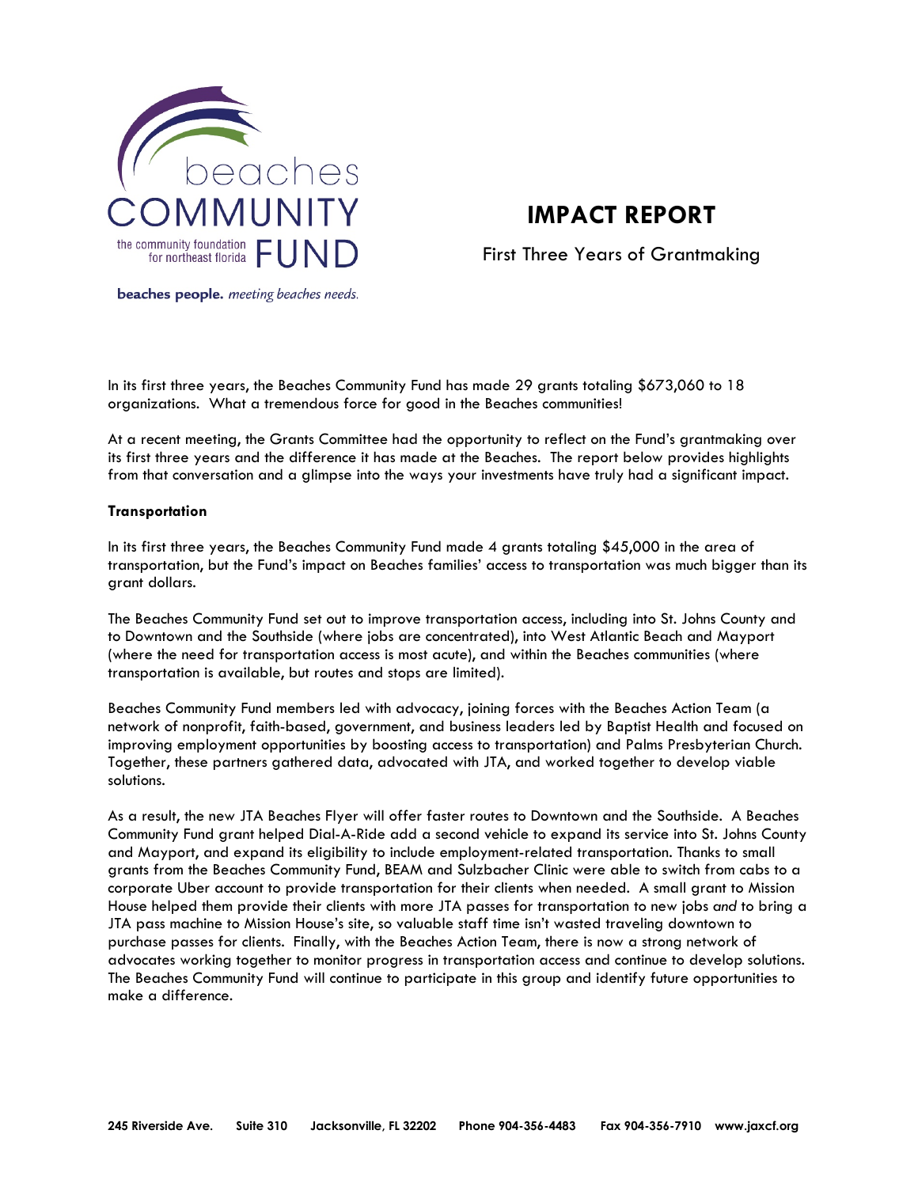beaches COMMUNITY FUND

the community foundation for northeast florida

**beaches people.** *meeting beaches needs.*

# IMPACT REPORT

First Three Years of Grantmaking

In its first three years, the Beaches Community Fund has made 29 grants totaling $673,060 to 18 organizations. What a tremendous force for good in the Beaches communities!

At a recent meeting, the Grants Committee had the opportunity to reflect on the Fund's grantmaking over its first three years and the difference it has made at the Beaches. The report below provides highlights from that conversation and a glimpse into the ways your investments have truly had a significant impact.

**Transportation**

In its first three years, the Beaches Community Fund made 4 grants totaling $45,000 in the area of transportation, but the Fund's impact on Beaches families' access to transportation was much bigger than its grant dollars.

The Beaches Community Fund set out to improve transportation access, including into St. Johns County and to Downtown and the Southside (where jobs are concentrated), into West Atlantic Beach and Mayport (where the need for transportation access is most acute), and within the Beaches communities (where transportation is available, but routes and stops are limited).

Beaches Community Fund members led with advocacy, joining forces with the Beaches Action Team (a network of nonprofit, faith-based, government, and business leaders led by Baptist Health and focused on improving employment opportunities by boosting access to transportation) and Palms Presbyterian Church. Together, these partners gathered data, advocated with JTA, and worked together to develop viable solutions.

As a result, the new JTA Beaches Flyer will offer faster routes to Downtown and the Southside. A Beaches Community Fund grant helped Dial-A-Ride add a second vehicle to expand its service into St. Johns County and Mayport, and expand its eligibility to include employment-related transportation. Thanks to small grants from the Beaches Community Fund, BEAM and Sulzbacher Clinic were able to switch from cabs to a corporate Uber account to provide transportation for their clients when needed. A small grant to Mission House helped them provide their clients with more JTA passes for transportation to new jobs *and* to bring a JTA pass machine to Mission House's site, so valuable staff time isn't wasted traveling downtown to purchase passes for clients. Finally, with the Beaches Action Team, there is now a strong network of advocates working together to monitor progress in transportation access and continue to develop solutions. The Beaches Community Fund will continue to participate in this group and identify future opportunities to make a difference.

**245 Riverside Ave. Suite 310 Jacksonville, FL 32202 Phone 904-356-4483 Fax 904-356-7910 www.jaxcf.org**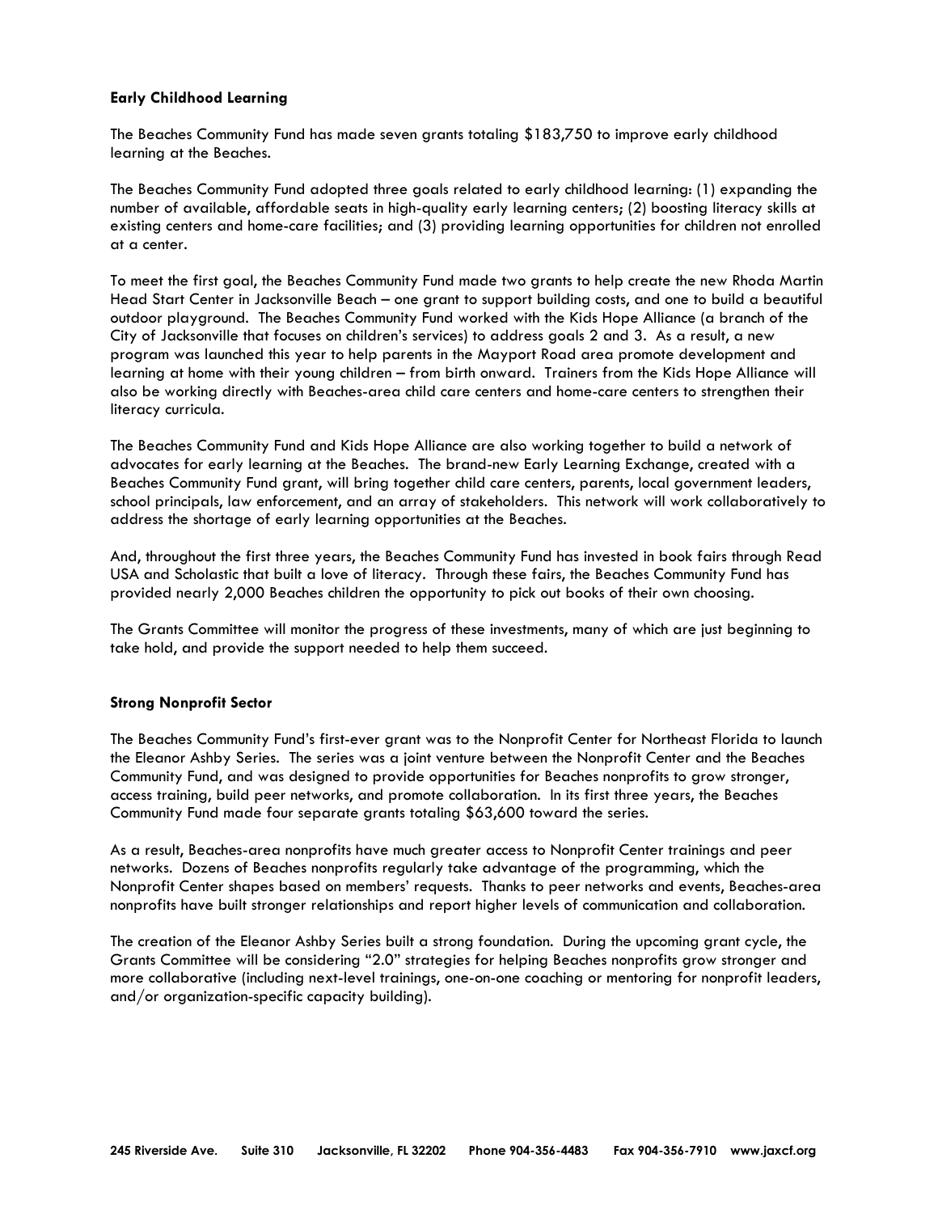**Early Childhood Learning**

The Beaches Community Fund has made seven grants totaling $183,750 to improve early childhood learning at the Beaches.

The Beaches Community Fund adopted three goals related to early childhood learning: (1) expanding the number of available, affordable seats in high-quality early learning centers; (2) boosting literacy skills at existing centers and home-care facilities; and (3) providing learning opportunities for children not enrolled at a center.

To meet the first goal, the Beaches Community Fund made two grants to help create the new Rhoda Martin Head Start Center in Jacksonville Beach – one grant to support building costs, and one to build a beautiful outdoor playground. The Beaches Community Fund worked with the Kids Hope Alliance (a branch of the City of Jacksonville that focuses on children's services) to address goals 2 and 3. As a result, a new program was launched this year to help parents in the Mayport Road area promote development and learning at home with their young children – from birth onward. Trainers from the Kids Hope Alliance will also be working directly with Beaches-area child care centers and home-care centers to strengthen their literacy curricula.

The Beaches Community Fund and Kids Hope Alliance are also working together to build a network of advocates for early learning at the Beaches. The brand-new Early Learning Exchange, created with a Beaches Community Fund grant, will bring together child care centers, parents, local government leaders, school principals, law enforcement, and an array of stakeholders. This network will work collaboratively to address the shortage of early learning opportunities at the Beaches.

And, throughout the first three years, the Beaches Community Fund has invested in book fairs through Read USA and Scholastic that built a love of literacy. Through these fairs, the Beaches Community Fund has provided nearly 2,000 Beaches children the opportunity to pick out books of their own choosing.

The Grants Committee will monitor the progress of these investments, many of which are just beginning to take hold, and provide the support needed to help them succeed.

**Strong Nonprofit Sector**

The Beaches Community Fund's first-ever grant was to the Nonprofit Center for Northeast Florida to launch the Eleanor Ashby Series. The series was a joint venture between the Nonprofit Center and the Beaches Community Fund, and was designed to provide opportunities for Beaches nonprofits to grow stronger, access training, build peer networks, and promote collaboration. In its first three years, the Beaches Community Fund made four separate grants totaling $63,600 toward the series.

As a result, Beaches-area nonprofits have much greater access to Nonprofit Center trainings and peer networks. Dozens of Beaches nonprofits regularly take advantage of the programming, which the Nonprofit Center shapes based on members' requests. Thanks to peer networks and events, Beaches-area nonprofits have built stronger relationships and report higher levels of communication and collaboration.

The creation of the Eleanor Ashby Series built a strong foundation. During the upcoming grant cycle, the Grants Committee will be considering "2.0" strategies for helping Beaches nonprofits grow stronger and more collaborative (including next-level trainings, one-on-one coaching or mentoring for nonprofit leaders, and/or organization-specific capacity building).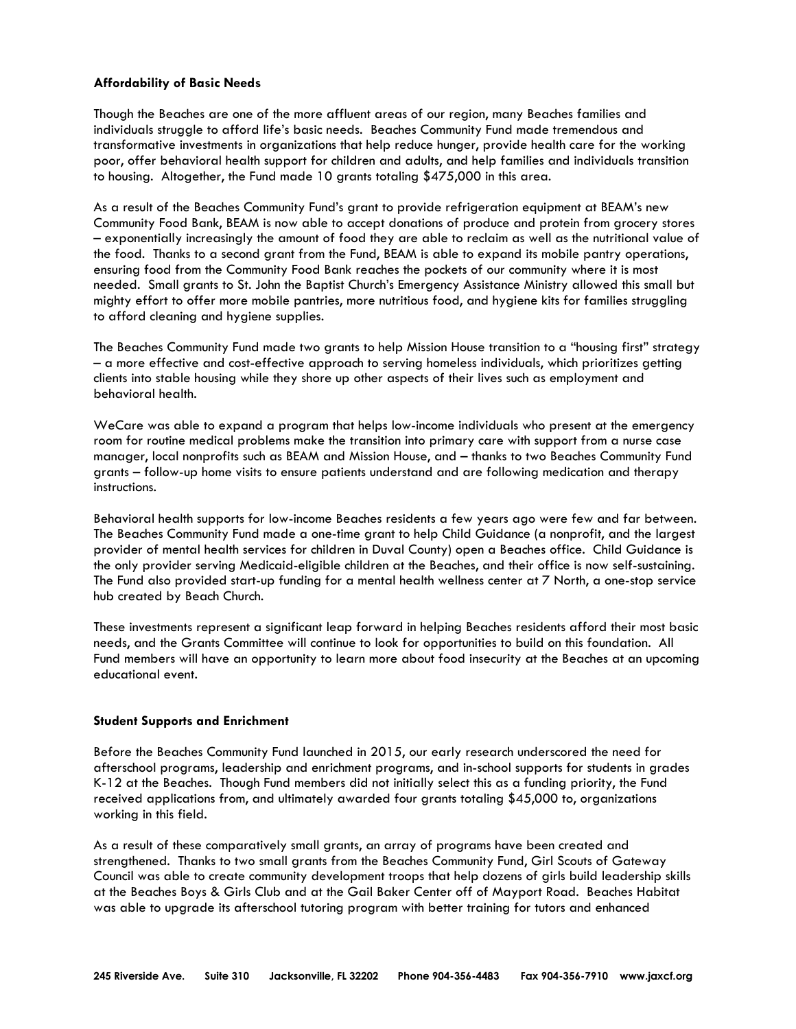**Affordability of Basic Needs**

Though the Beaches are one of the more affluent areas of our region, many Beaches families and individuals struggle to afford life's basic needs. Beaches Community Fund made tremendous and transformative investments in organizations that help reduce hunger, provide health care for the working poor, offer behavioral health support for children and adults, and help families and individuals transition to housing. Altogether, the Fund made 10 grants totaling $475,000 in this area.

As a result of the Beaches Community Fund's grant to provide refrigeration equipment at BEAM's new Community Food Bank, BEAM is now able to accept donations of produce and protein from grocery stores – exponentially increasingly the amount of food they are able to reclaim as well as the nutritional value of the food. Thanks to a second grant from the Fund, BEAM is able to expand its mobile pantry operations, ensuring food from the Community Food Bank reaches the pockets of our community where it is most needed. Small grants to St. John the Baptist Church's Emergency Assistance Ministry allowed this small but mighty effort to offer more mobile pantries, more nutritious food, and hygiene kits for families struggling to afford cleaning and hygiene supplies.

The Beaches Community Fund made two grants to help Mission House transition to a "housing first" strategy – a more effective and cost-effective approach to serving homeless individuals, which prioritizes getting clients into stable housing while they shore up other aspects of their lives such as employment and behavioral health.

WeCare was able to expand a program that helps low-income individuals who present at the emergency room for routine medical problems make the transition into primary care with support from a nurse case manager, local nonprofits such as BEAM and Mission House, and – thanks to two Beaches Community Fund grants – follow-up home visits to ensure patients understand and are following medication and therapy instructions.

Behavioral health supports for low-income Beaches residents a few years ago were few and far between. The Beaches Community Fund made a one-time grant to help Child Guidance (a nonprofit, and the largest provider of mental health services for children in Duval County) open a Beaches office. Child Guidance is the only provider serving Medicaid-eligible children at the Beaches, and their office is now self-sustaining. The Fund also provided start-up funding for a mental health wellness center at 7 North, a one-stop service hub created by Beach Church.

These investments represent a significant leap forward in helping Beaches residents afford their most basic needs, and the Grants Committee will continue to look for opportunities to build on this foundation. All Fund members will have an opportunity to learn more about food insecurity at the Beaches at an upcoming educational event.

**Student Supports and Enrichment**

Before the Beaches Community Fund launched in 2015, our early research underscored the need for afterschool programs, leadership and enrichment programs, and in-school supports for students in grades K-12 at the Beaches. Though Fund members did not initially select this as a funding priority, the Fund received applications from, and ultimately awarded four grants totaling $45,000 to, organizations working in this field.

As a result of these comparatively small grants, an array of programs have been created and strengthened. Thanks to two small grants from the Beaches Community Fund, Girl Scouts of Gateway Council was able to create community development troops that help dozens of girls build leadership skills at the Beaches Boys & Girls Club and at the Gail Baker Center off of Mayport Road. Beaches Habitat was able to upgrade its afterschool tutoring program with better training for tutors and enhanced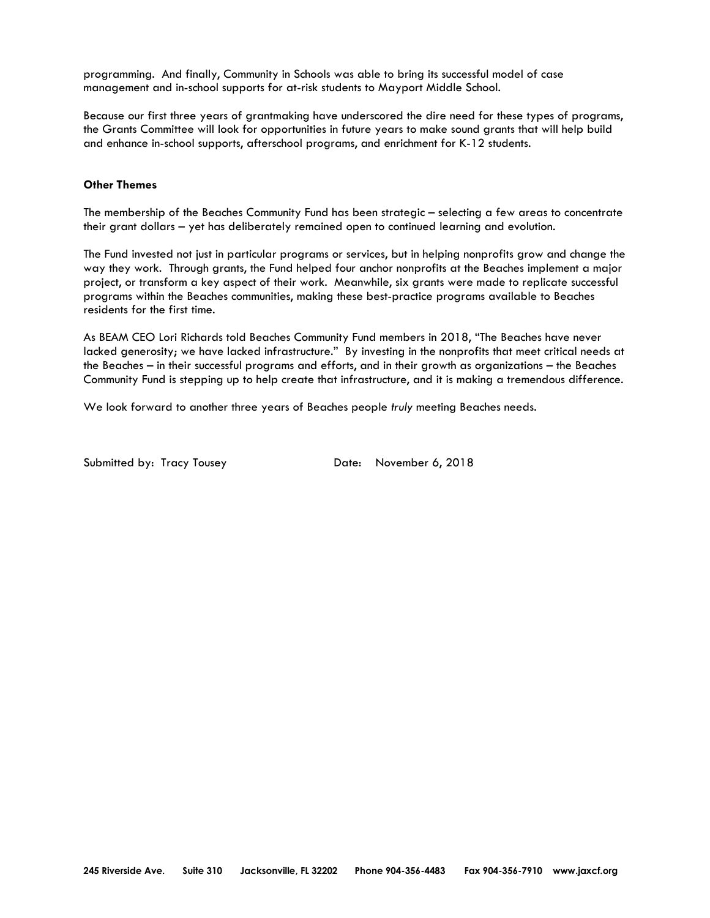programming. And finally, Community in Schools was able to bring its successful model of case management and in-school supports for at-risk students to Mayport Middle School.

Because our first three years of grantmaking have underscored the dire need for these types of programs, the Grants Committee will look for opportunities in future years to make sound grants that will help build and enhance in-school supports, afterschool programs, and enrichment for K-12 students.

**Other Themes**

The membership of the Beaches Community Fund has been strategic – selecting a few areas to concentrate their grant dollars – yet has deliberately remained open to continued learning and evolution.

The Fund invested not just in particular programs or services, but in helping nonprofits grow and change the way they work. Through grants, the Fund helped four anchor nonprofits at the Beaches implement a major project, or transform a key aspect of their work. Meanwhile, six grants were made to replicate successful programs within the Beaches communities, making these best-practice programs available to Beaches residents for the first time.

As BEAM CEO Lori Richards told Beaches Community Fund members in 2018, "The Beaches have never lacked generosity; we have lacked infrastructure." By investing in the nonprofits that meet critical needs at the Beaches – in their successful programs and efforts, and in their growth as organizations – the Beaches Community Fund is stepping up to help create that infrastructure, and it is making a tremendous difference.

We look forward to another three years of Beaches people *truly* meeting Beaches needs.

Submitted by: Tracy Tousey Date: November 6, 2018